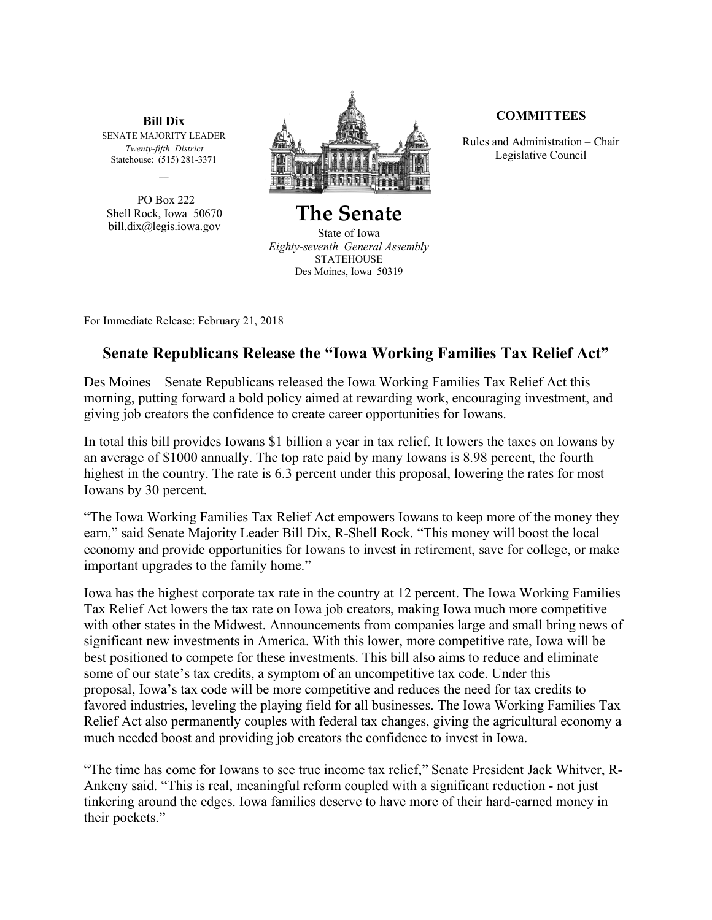**Bill Dix**
SENATE MAJORITY LEADER
*Twenty-fifth District*
Statehouse: (515) 281-3371

—

PO Box 222
Shell Rock, Iowa 50670
bill.dix@legis.iowa.gov

**The Senate**
State of Iowa
*Eighty-seventh General Assembly*
STATEHOUSE
Des Moines, Iowa 50319

**COMMITTEES**

Rules and Administration – Chair
Legislative Council

For Immediate Release: February 21, 2018

## Senate Republicans Release the "Iowa Working Families Tax Relief Act"

Des Moines – Senate Republicans released the Iowa Working Families Tax Relief Act this morning, putting forward a bold policy aimed at rewarding work, encouraging investment, and giving job creators the confidence to create career opportunities for Iowans.

In total this bill provides Iowans $1 billion a year in tax relief. It lowers the taxes on Iowans by an average of $1000 annually. The top rate paid by many Iowans is 8.98 percent, the fourth highest in the country. The rate is 6.3 percent under this proposal, lowering the rates for most Iowans by 30 percent.

"The Iowa Working Families Tax Relief Act empowers Iowans to keep more of the money they earn," said Senate Majority Leader Bill Dix, R-Shell Rock. "This money will boost the local economy and provide opportunities for Iowans to invest in retirement, save for college, or make important upgrades to the family home."

Iowa has the highest corporate tax rate in the country at 12 percent. The Iowa Working Families Tax Relief Act lowers the tax rate on Iowa job creators, making Iowa much more competitive with other states in the Midwest. Announcements from companies large and small bring news of significant new investments in America. With this lower, more competitive rate, Iowa will be best positioned to compete for these investments. This bill also aims to reduce and eliminate some of our state's tax credits, a symptom of an uncompetitive tax code. Under this proposal, Iowa's tax code will be more competitive and reduces the need for tax credits to favored industries, leveling the playing field for all businesses. The Iowa Working Families Tax Relief Act also permanently couples with federal tax changes, giving the agricultural economy a much needed boost and providing job creators the confidence to invest in Iowa.

"The time has come for Iowans to see true income tax relief," Senate President Jack Whitver, R-Ankeny said. "This is real, meaningful reform coupled with a significant reduction - not just tinkering around the edges. Iowa families deserve to have more of their hard-earned money in their pockets."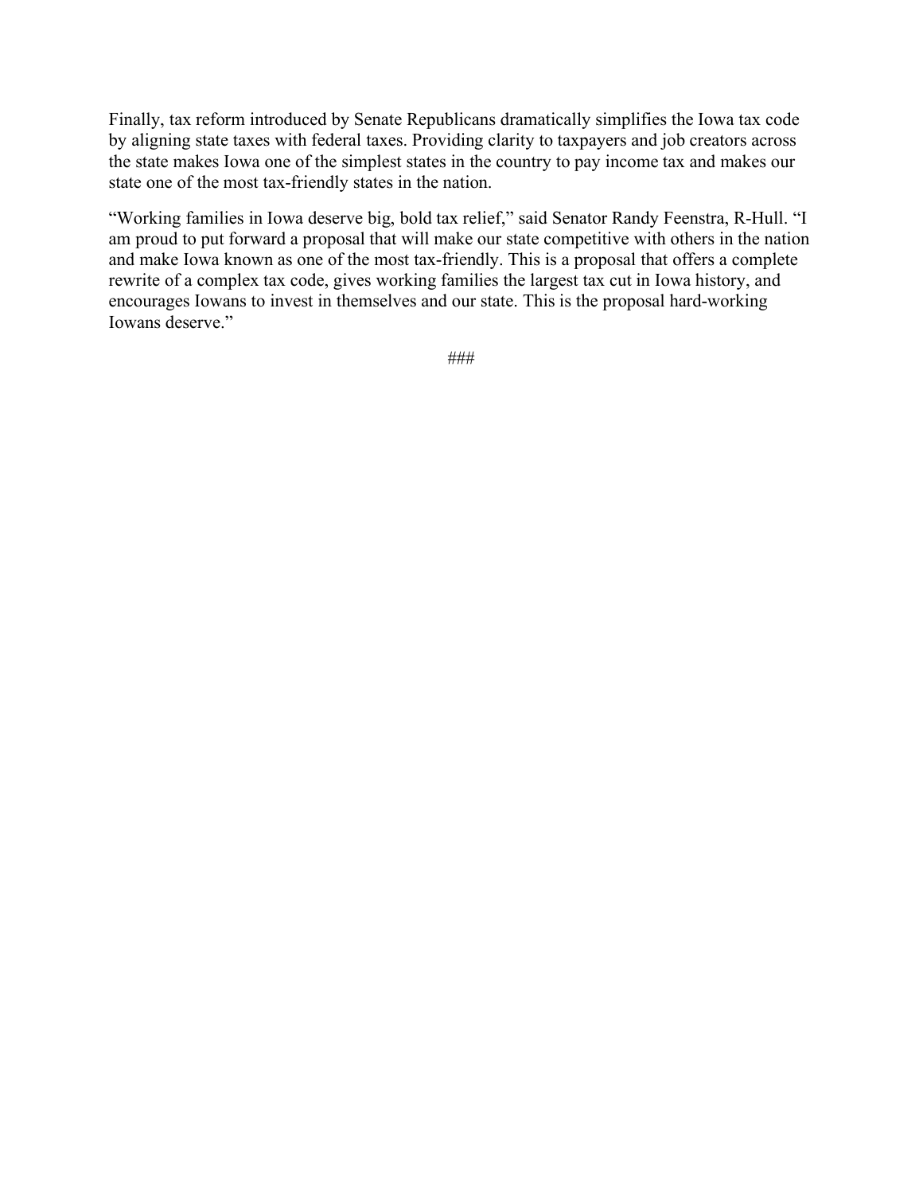Finally, tax reform introduced by Senate Republicans dramatically simplifies the Iowa tax code by aligning state taxes with federal taxes. Providing clarity to taxpayers and job creators across the state makes Iowa one of the simplest states in the country to pay income tax and makes our state one of the most tax-friendly states in the nation.

"Working families in Iowa deserve big, bold tax relief," said Senator Randy Feenstra, R-Hull. "I am proud to put forward a proposal that will make our state competitive with others in the nation and make Iowa known as one of the most tax-friendly. This is a proposal that offers a complete rewrite of a complex tax code, gives working families the largest tax cut in Iowa history, and encourages Iowans to invest in themselves and our state. This is the proposal hard-working Iowans deserve."

###